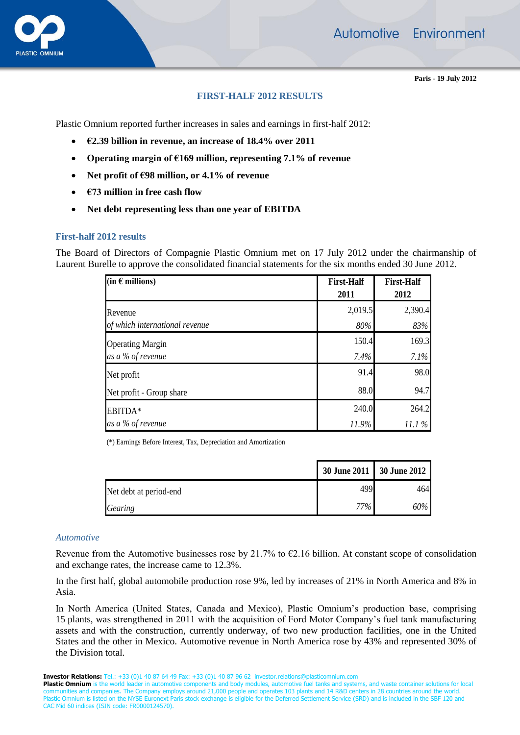Paris - 19 July 2012

## FIRST-HALF 2012 RESULTS

Plastic Omnium reported further increases in sales and earnings in first-half 2012:

- **€2.39 billion in revenue, an increase of 18.4% over 2011**
- **Operating margin of €169 million, representing 7.1% of revenue**
- **Net profit of €98 million, or 4.1% of revenue**
- **€73 million in free cash flow**
- **Net debt representing less than one year of EBITDA**

### First-half 2012 results

The Board of Directors of Compagnie Plastic Omnium met on 17 July 2012 under the chairmanship of Laurent Burelle to approve the consolidated financial statements for the six months ended 30 June 2012.

| (in € millions) | First-Half 2011 | First-Half 2012 |
|---|---|---|
| Revenue | 2,019.5 | 2,390.4 |
| *of which international revenue* | *80%* | *83%* |
| Operating Margin | 150.4 | 169.3 |
| *as a % of revenue* | *7.4%* | *7.1%* |
| Net profit | 91.4 | 98.0 |
| Net profit - Group share | 88.0 | 94.7 |
| EBITDA* | 240.0 | 264.2 |
| *as a % of revenue* | *11.9%* | *11.1 %* |

(*) Earnings Before Interest, Tax, Depreciation and Amortization

| | 30 June 2011 | 30 June 2012 |
|---|---|---|
| Net debt at period-end | 499 | 464 |
| *Gearing* | *77%* | *60%* |

#### *Automotive*

Revenue from the Automotive businesses rose by 21.7% to €2.16 billion. At constant scope of consolidation and exchange rates, the increase came to 12.3%.

In the first half, global automobile production rose 9%, led by increases of 21% in North America and 8% in Asia.

In North America (United States, Canada and Mexico), Plastic Omnium's production base, comprising 15 plants, was strengthened in 2011 with the acquisition of Ford Motor Company's fuel tank manufacturing assets and with the construction, currently underway, of two new production facilities, one in the United States and the other in Mexico. Automotive revenue in North America rose by 43% and represented 30% of the Division total.

**Investor Relations:** Tel.: +33 (0)1 40 87 64 49 Fax: +33 (0)1 40 87 96 62 investor.relations@plasticomnium.com
**Plastic Omnium** is the world leader in automotive components and body modules, automotive fuel tanks and systems, and waste container solutions for local communities and companies. The Company employs around 21,000 people and operates 103 plants and 14 R&D centers in 28 countries around the world. Plastic Omnium is listed on the NYSE Euronext Paris stock exchange is eligible for the Deferred Settlement Service (SRD) and is included in the SBF 120 and CAC Mid 60 indices (ISIN code: FR0000124570).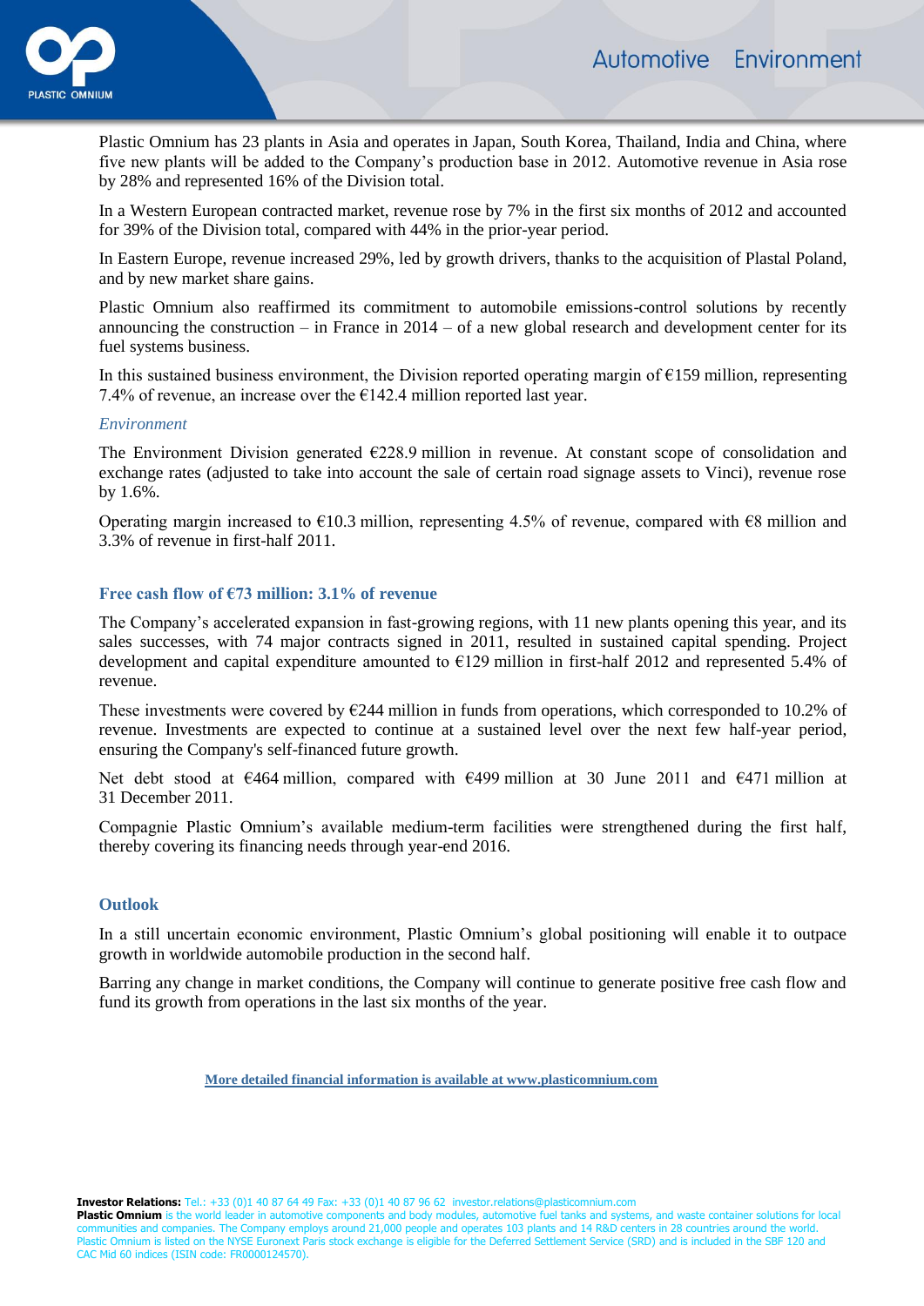Plastic Omnium has 23 plants in Asia and operates in Japan, South Korea, Thailand, India and China, where five new plants will be added to the Company's production base in 2012. Automotive revenue in Asia rose by 28% and represented 16% of the Division total.

In a Western European contracted market, revenue rose by 7% in the first six months of 2012 and accounted for 39% of the Division total, compared with 44% in the prior-year period.

In Eastern Europe, revenue increased 29%, led by growth drivers, thanks to the acquisition of Plastal Poland, and by new market share gains.

Plastic Omnium also reaffirmed its commitment to automobile emissions-control solutions by recently announcing the construction – in France in 2014 – of a new global research and development center for its fuel systems business.

In this sustained business environment, the Division reported operating margin of €159 million, representing 7.4% of revenue, an increase over the €142.4 million reported last year.

*Environment*

The Environment Division generated €228.9 million in revenue. At constant scope of consolidation and exchange rates (adjusted to take into account the sale of certain road signage assets to Vinci), revenue rose by 1.6%.

Operating margin increased to €10.3 million, representing 4.5% of revenue, compared with €8 million and 3.3% of revenue in first-half 2011.

## Free cash flow of €73 million: 3.1% of revenue

The Company's accelerated expansion in fast-growing regions, with 11 new plants opening this year, and its sales successes, with 74 major contracts signed in 2011, resulted in sustained capital spending. Project development and capital expenditure amounted to €129 million in first-half 2012 and represented 5.4% of revenue.

These investments were covered by €244 million in funds from operations, which corresponded to 10.2% of revenue. Investments are expected to continue at a sustained level over the next few half-year period, ensuring the Company's self-financed future growth.

Net debt stood at €464 million, compared with €499 million at 30 June 2011 and €471 million at 31 December 2011.

Compagnie Plastic Omnium's available medium-term facilities were strengthened during the first half, thereby covering its financing needs through year-end 2016.

## Outlook

In a still uncertain economic environment, Plastic Omnium's global positioning will enable it to outpace growth in worldwide automobile production in the second half.

Barring any change in market conditions, the Company will continue to generate positive free cash flow and fund its growth from operations in the last six months of the year.

**More detailed financial information is available at www.plasticomnium.com**

**Investor Relations:** Tel.: +33 (0)1 40 87 64 49 Fax: +33 (0)1 40 87 96 62 investor.relations@plasticomnium.com
**Plastic Omnium** is the world leader in automotive components and body modules, automotive fuel tanks and systems, and waste container solutions for local communities and companies. The Company employs around 21,000 people and operates 103 plants and 14 R&D centers in 28 countries around the world. Plastic Omnium is listed on the NYSE Euronext Paris stock exchange is eligible for the Deferred Settlement Service (SRD) and is included in the SBF 120 and CAC Mid 60 indices (ISIN code: FR0000124570).